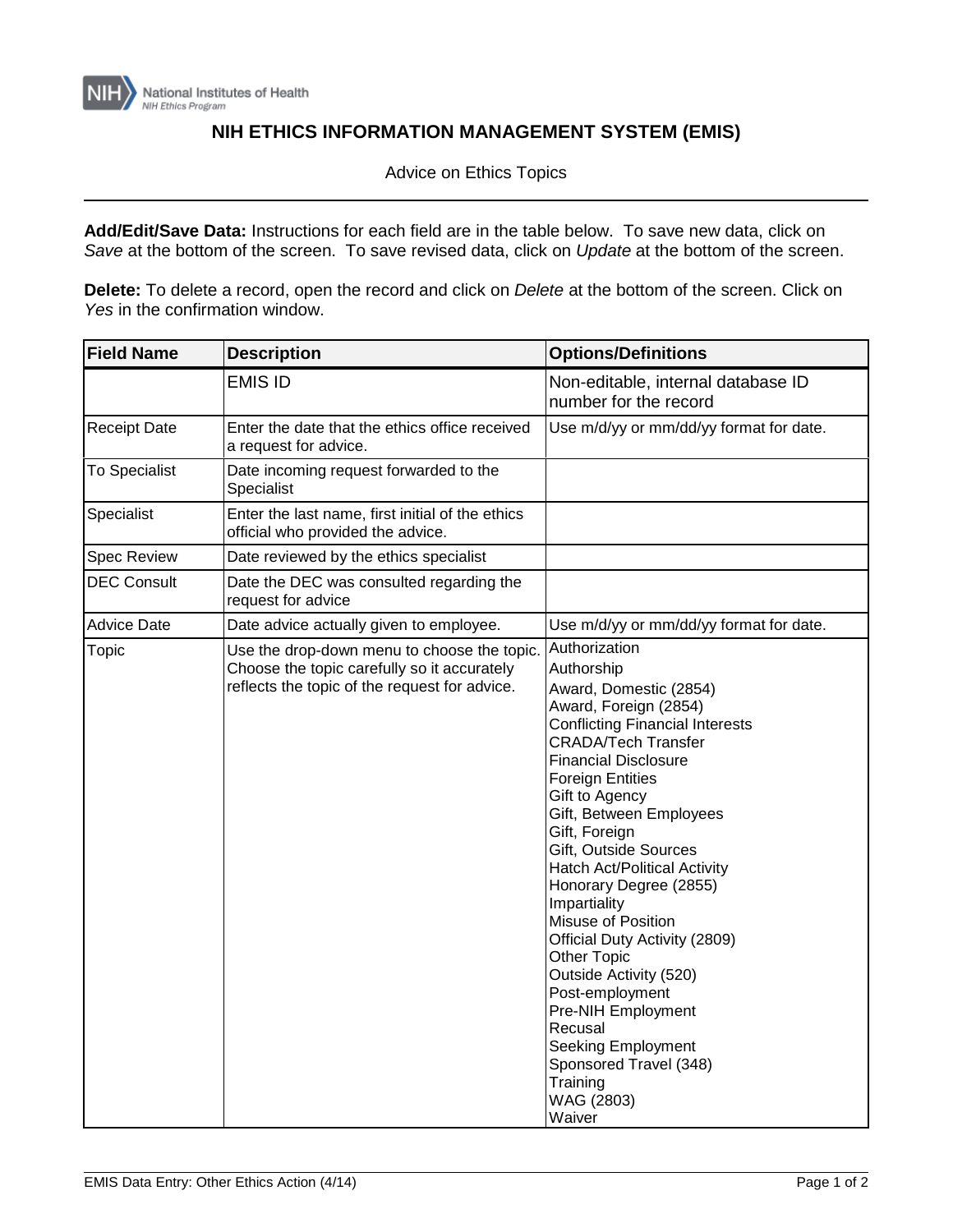National Institutes of Health
NIH Ethics Program

# NIH ETHICS INFORMATION MANAGEMENT SYSTEM (EMIS)

Advice on Ethics Topics

**Add/Edit/Save Data:** Instructions for each field are in the table below. To save new data, click on *Save* at the bottom of the screen. To save revised data, click on *Update* at the bottom of the screen.

**Delete:** To delete a record, open the record and click on *Delete* at the bottom of the screen. Click on *Yes* in the confirmation window.

| Field Name | Description | Options/Definitions |
|---|---|---|
| | EMIS ID | Non-editable, internal database ID number for the record |
| Receipt Date | Enter the date that the ethics office received a request for advice. | Use m/d/yy or mm/dd/yy format for date. |
| To Specialist | Date incoming request forwarded to the Specialist | |
| Specialist | Enter the last name, first initial of the ethics official who provided the advice. | |
| Spec Review | Date reviewed by the ethics specialist | |
| DEC Consult | Date the DEC was consulted regarding the request for advice | |
| Advice Date | Date advice actually given to employee. | Use m/d/yy or mm/dd/yy format for date. |
| Topic | Use the drop-down menu to choose the topic. Choose the topic carefully so it accurately reflects the topic of the request for advice. | Authorization<br>Authorship<br>Award, Domestic (2854)<br>Award, Foreign (2854)<br>Conflicting Financial Interests<br>CRADA/Tech Transfer<br>Financial Disclosure<br>Foreign Entities<br>Gift to Agency<br>Gift, Between Employees<br>Gift, Foreign<br>Gift, Outside Sources<br>Hatch Act/Political Activity<br>Honorary Degree (2855)<br>Impartiality<br>Misuse of Position<br>Official Duty Activity (2809)<br>Other Topic<br>Outside Activity (520)<br>Post-employment<br>Pre-NIH Employment<br>Recusal<br>Seeking Employment<br>Sponsored Travel (348)<br>Training<br>WAG (2803)<br>Waiver |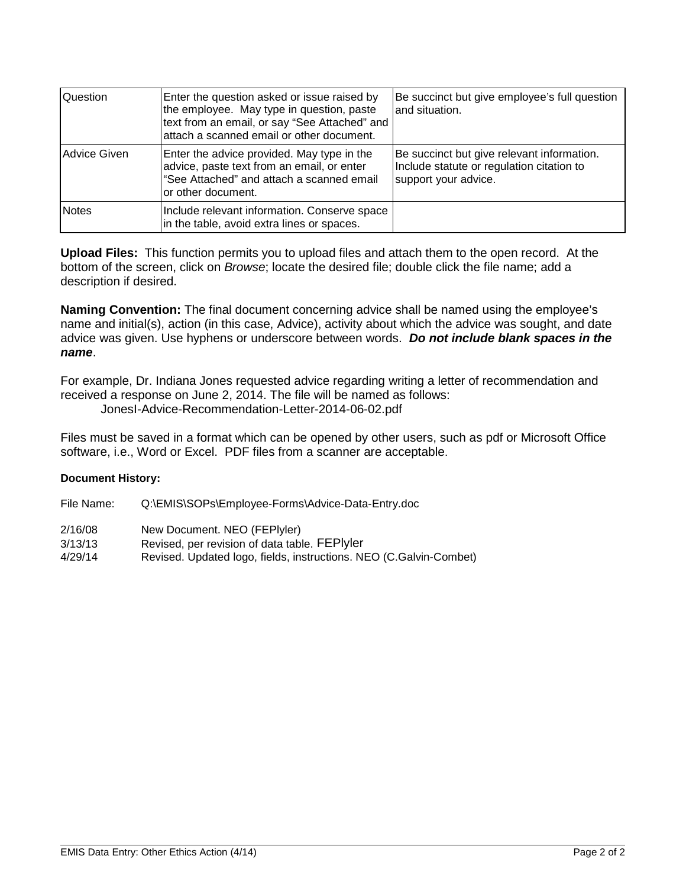| | | |
|---|---|---|
| Question | Enter the question asked or issue raised by the employee. May type in question, paste text from an email, or say "See Attached" and attach a scanned email or other document. | Be succinct but give employee's full question and situation. |
| Advice Given | Enter the advice provided. May type in the advice, paste text from an email, or enter "See Attached" and attach a scanned email or other document. | Be succinct but give relevant information. Include statute or regulation citation to support your advice. |
| Notes | Include relevant information. Conserve space in the table, avoid extra lines or spaces. | |

**Upload Files:** This function permits you to upload files and attach them to the open record. At the bottom of the screen, click on *Browse*; locate the desired file; double click the file name; add a description if desired.

**Naming Convention:** The final document concerning advice shall be named using the employee's name and initial(s), action (in this case, Advice), activity about which the advice was sought, and date advice was given. Use hyphens or underscore between words. ***Do not include blank spaces in the name***.

For example, Dr. Indiana Jones requested advice regarding writing a letter of recommendation and received a response on June 2, 2014. The file will be named as follows:

JonesI-Advice-Recommendation-Letter-2014-06-02.pdf

Files must be saved in a format which can be opened by other users, such as pdf or Microsoft Office software, i.e., Word or Excel. PDF files from a scanner are acceptable.

**Document History:**

File Name: Q:\EMIS\SOPs\Employee-Forms\Advice-Data-Entry.doc

2/16/08 New Document. NEO (FEPlyler)
3/13/13 Revised, per revision of data table. FEPlyler
4/29/14 Revised. Updated logo, fields, instructions. NEO (C.Galvin-Combet)